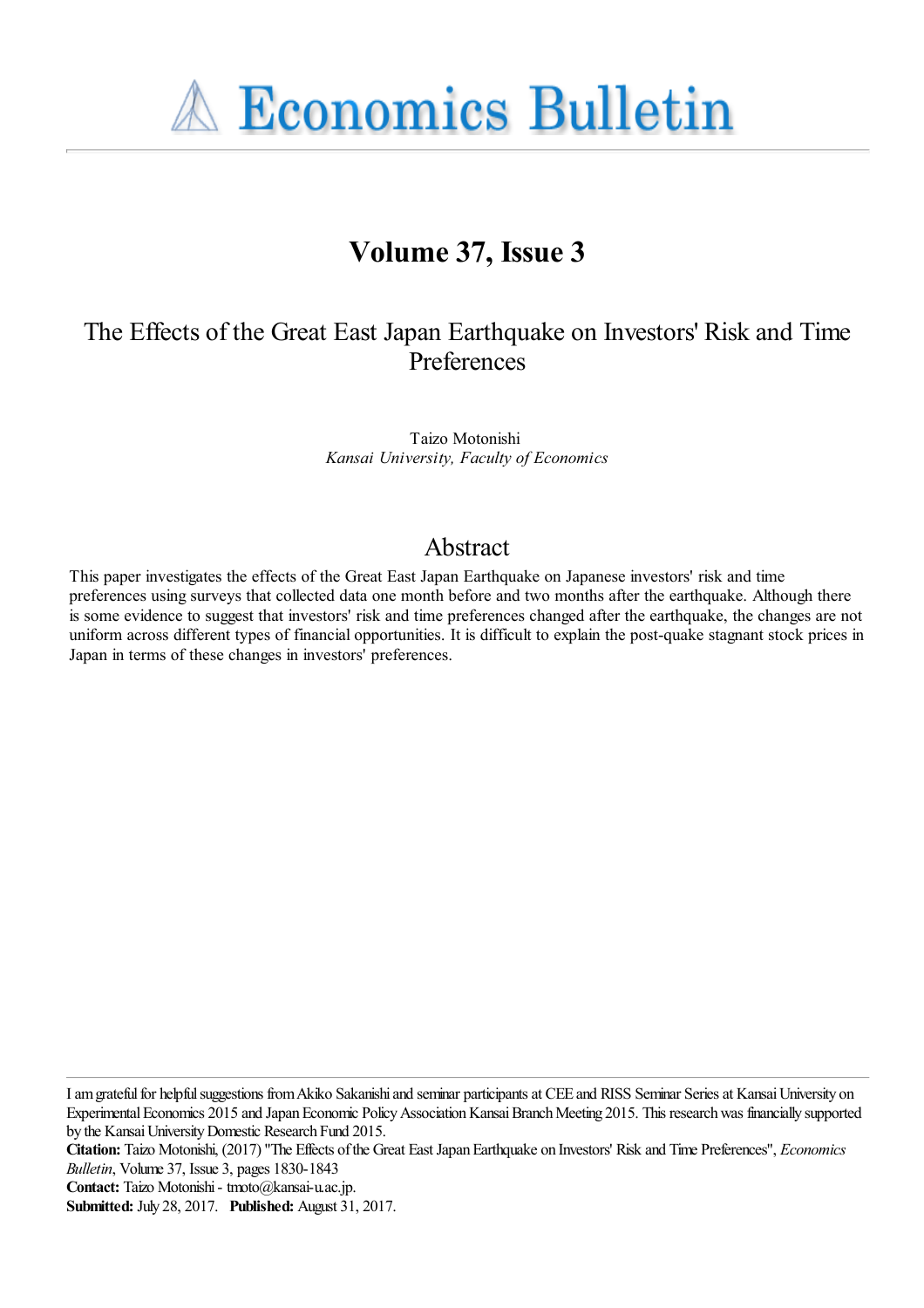# Economics Bulletin

## Volume 37, Issue 3

# The Effects of the Great East Japan Earthquake on Investors' Risk and Time Preferences

Taizo Motonishi
*Kansai University, Faculty of Economics*

## Abstract

This paper investigates the effects of the Great East Japan Earthquake on Japanese investors' risk and time preferences using surveys that collected data one month before and two months after the earthquake. Although there is some evidence to suggest that investors' risk and time preferences changed after the earthquake, the changes are not uniform across different types of financial opportunities. It is difficult to explain the post-quake stagnant stock prices in Japan in terms of these changes in investors' preferences.

---

I am grateful for helpful suggestions from Akiko Sakanishi and seminar participants at CEE and RISS Seminar Series at Kansai University on Experimental Economics 2015 and Japan Economic Policy Association Kansai Branch Meeting 2015. This research was financially supported by the Kansai University Domestic Research Fund 2015.

**Citation:** Taizo Motonishi, (2017) "The Effects of the Great East Japan Earthquake on Investors' Risk and Time Preferences", *Economics Bulletin*, Volume 37, Issue 3, pages 1830-1843

**Contact:** Taizo Motonishi - tmoto@kansai-u.ac.jp.

**Submitted:** July 28, 2017. **Published:** August 31, 2017.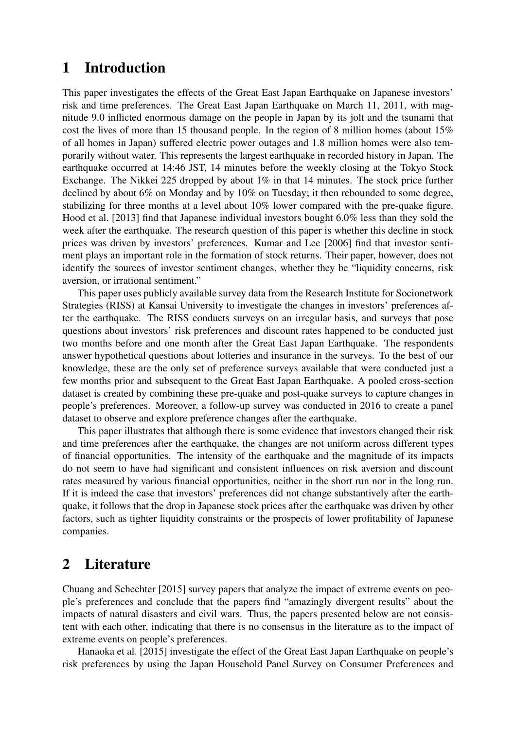# 1 Introduction

This paper investigates the effects of the Great East Japan Earthquake on Japanese investors' risk and time preferences. The Great East Japan Earthquake on March 11, 2011, with magnitude 9.0 inflicted enormous damage on the people in Japan by its jolt and the tsunami that cost the lives of more than 15 thousand people. In the region of 8 million homes (about 15% of all homes in Japan) suffered electric power outages and 1.8 million homes were also temporarily without water. This represents the largest earthquake in recorded history in Japan. The earthquake occurred at 14:46 JST, 14 minutes before the weekly closing at the Tokyo Stock Exchange. The Nikkei 225 dropped by about 1% in that 14 minutes. The stock price further declined by about 6% on Monday and by 10% on Tuesday; it then rebounded to some degree, stabilizing for three months at a level about 10% lower compared with the pre-quake figure. Hood et al. [2013] find that Japanese individual investors bought 6.0% less than they sold the week after the earthquake. The research question of this paper is whether this decline in stock prices was driven by investors' preferences. Kumar and Lee [2006] find that investor sentiment plays an important role in the formation of stock returns. Their paper, however, does not identify the sources of investor sentiment changes, whether they be "liquidity concerns, risk aversion, or irrational sentiment."

This paper uses publicly available survey data from the Research Institute for Socionetwork Strategies (RISS) at Kansai University to investigate the changes in investors' preferences after the earthquake. The RISS conducts surveys on an irregular basis, and surveys that pose questions about investors' risk preferences and discount rates happened to be conducted just two months before and one month after the Great East Japan Earthquake. The respondents answer hypothetical questions about lotteries and insurance in the surveys. To the best of our knowledge, these are the only set of preference surveys available that were conducted just a few months prior and subsequent to the Great East Japan Earthquake. A pooled cross-section dataset is created by combining these pre-quake and post-quake surveys to capture changes in people's preferences. Moreover, a follow-up survey was conducted in 2016 to create a panel dataset to observe and explore preference changes after the earthquake.

This paper illustrates that although there is some evidence that investors changed their risk and time preferences after the earthquake, the changes are not uniform across different types of financial opportunities. The intensity of the earthquake and the magnitude of its impacts do not seem to have had significant and consistent influences on risk aversion and discount rates measured by various financial opportunities, neither in the short run nor in the long run. If it is indeed the case that investors' preferences did not change substantively after the earthquake, it follows that the drop in Japanese stock prices after the earthquake was driven by other factors, such as tighter liquidity constraints or the prospects of lower profitability of Japanese companies.

# 2 Literature

Chuang and Schechter [2015] survey papers that analyze the impact of extreme events on people's preferences and conclude that the papers find "amazingly divergent results" about the impacts of natural disasters and civil wars. Thus, the papers presented below are not consistent with each other, indicating that there is no consensus in the literature as to the impact of extreme events on people's preferences.

Hanaoka et al. [2015] investigate the effect of the Great East Japan Earthquake on people's risk preferences by using the Japan Household Panel Survey on Consumer Preferences and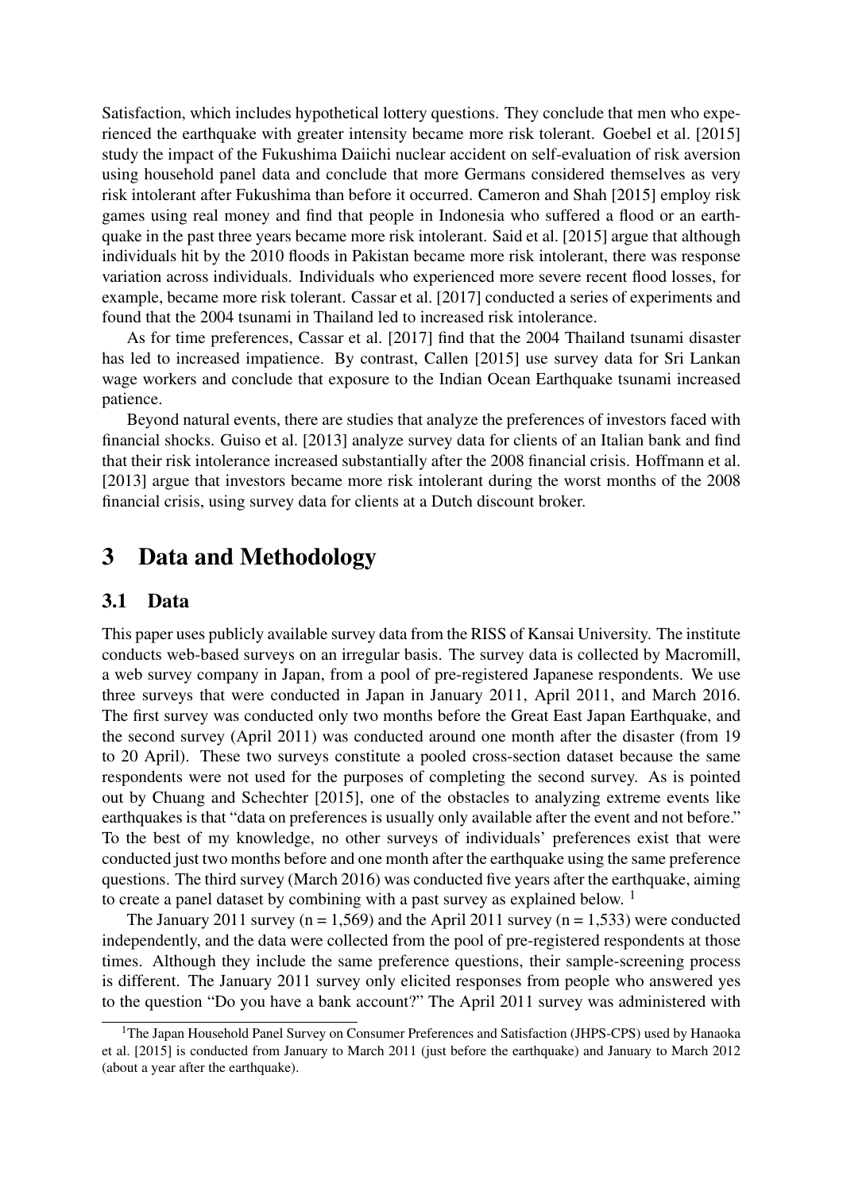Satisfaction, which includes hypothetical lottery questions. They conclude that men who experienced the earthquake with greater intensity became more risk tolerant. Goebel et al. [2015] study the impact of the Fukushima Daiichi nuclear accident on self-evaluation of risk aversion using household panel data and conclude that more Germans considered themselves as very risk intolerant after Fukushima than before it occurred. Cameron and Shah [2015] employ risk games using real money and find that people in Indonesia who suffered a flood or an earthquake in the past three years became more risk intolerant. Said et al. [2015] argue that although individuals hit by the 2010 floods in Pakistan became more risk intolerant, there was response variation across individuals. Individuals who experienced more severe recent flood losses, for example, became more risk tolerant. Cassar et al. [2017] conducted a series of experiments and found that the 2004 tsunami in Thailand led to increased risk intolerance.

As for time preferences, Cassar et al. [2017] find that the 2004 Thailand tsunami disaster has led to increased impatience. By contrast, Callen [2015] use survey data for Sri Lankan wage workers and conclude that exposure to the Indian Ocean Earthquake tsunami increased patience.

Beyond natural events, there are studies that analyze the preferences of investors faced with financial shocks. Guiso et al. [2013] analyze survey data for clients of an Italian bank and find that their risk intolerance increased substantially after the 2008 financial crisis. Hoffmann et al. [2013] argue that investors became more risk intolerant during the worst months of the 2008 financial crisis, using survey data for clients at a Dutch discount broker.

# 3 Data and Methodology

## 3.1 Data

This paper uses publicly available survey data from the RISS of Kansai University. The institute conducts web-based surveys on an irregular basis. The survey data is collected by Macromill, a web survey company in Japan, from a pool of pre-registered Japanese respondents. We use three surveys that were conducted in Japan in January 2011, April 2011, and March 2016. The first survey was conducted only two months before the Great East Japan Earthquake, and the second survey (April 2011) was conducted around one month after the disaster (from 19 to 20 April). These two surveys constitute a pooled cross-section dataset because the same respondents were not used for the purposes of completing the second survey. As is pointed out by Chuang and Schechter [2015], one of the obstacles to analyzing extreme events like earthquakes is that "data on preferences is usually only available after the event and not before." To the best of my knowledge, no other surveys of individuals' preferences exist that were conducted just two months before and one month after the earthquake using the same preference questions. The third survey (March 2016) was conducted five years after the earthquake, aiming to create a panel dataset by combining with a past survey as explained below. [1]

The January 2011 survey (n = 1,569) and the April 2011 survey (n = 1,533) were conducted independently, and the data were collected from the pool of pre-registered respondents at those times. Although they include the same preference questions, their sample-screening process is different. The January 2011 survey only elicited responses from people who answered yes to the question "Do you have a bank account?" The April 2011 survey was administered with

[1] The Japan Household Panel Survey on Consumer Preferences and Satisfaction (JHPS-CPS) used by Hanaoka et al. [2015] is conducted from January to March 2011 (just before the earthquake) and January to March 2012 (about a year after the earthquake).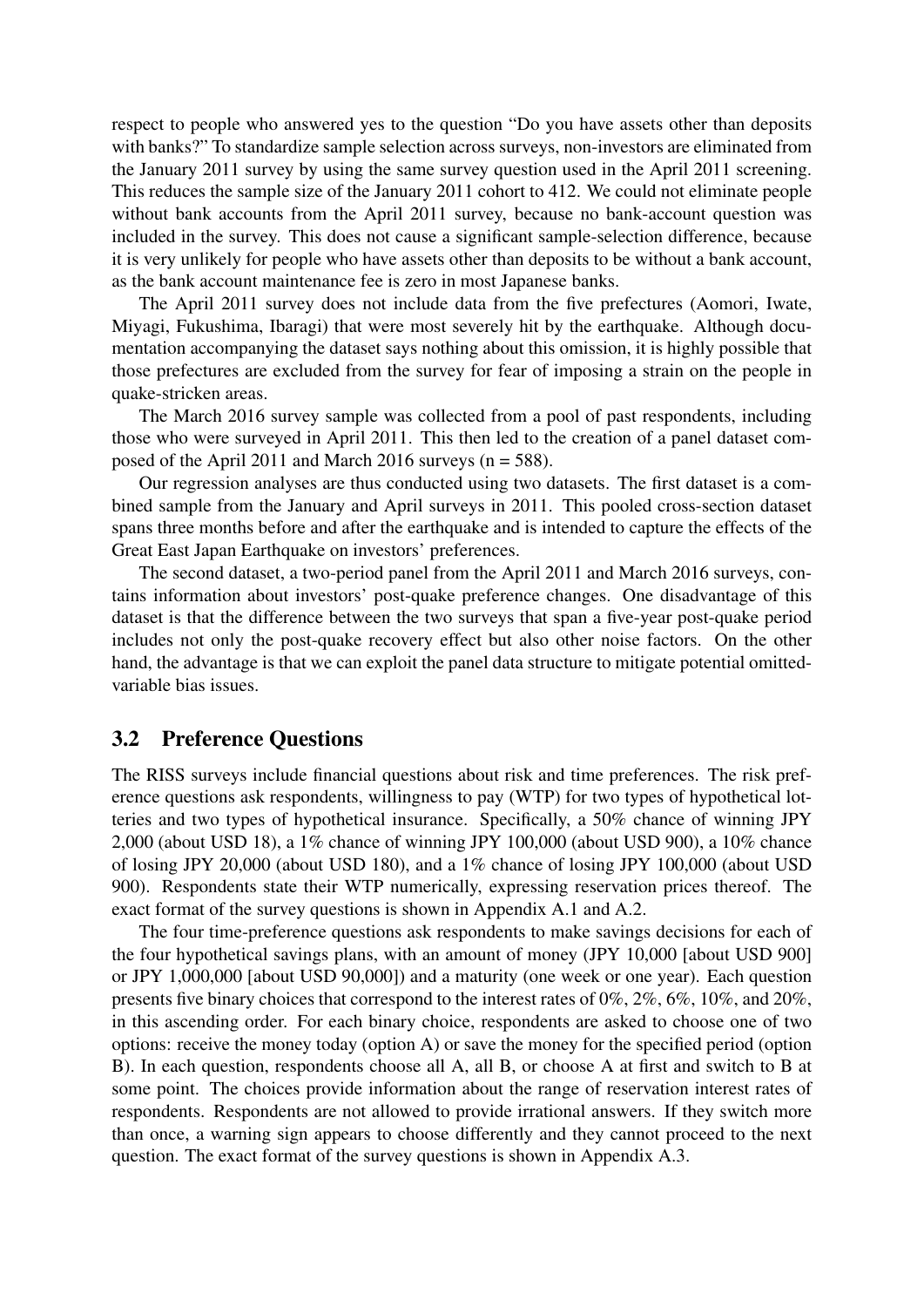respect to people who answered yes to the question "Do you have assets other than deposits with banks?" To standardize sample selection across surveys, non-investors are eliminated from the January 2011 survey by using the same survey question used in the April 2011 screening. This reduces the sample size of the January 2011 cohort to 412. We could not eliminate people without bank accounts from the April 2011 survey, because no bank-account question was included in the survey. This does not cause a significant sample-selection difference, because it is very unlikely for people who have assets other than deposits to be without a bank account, as the bank account maintenance fee is zero in most Japanese banks.

The April 2011 survey does not include data from the five prefectures (Aomori, Iwate, Miyagi, Fukushima, Ibaragi) that were most severely hit by the earthquake. Although documentation accompanying the dataset says nothing about this omission, it is highly possible that those prefectures are excluded from the survey for fear of imposing a strain on the people in quake-stricken areas.

The March 2016 survey sample was collected from a pool of past respondents, including those who were surveyed in April 2011. This then led to the creation of a panel dataset composed of the April 2011 and March 2016 surveys (n = 588).

Our regression analyses are thus conducted using two datasets. The first dataset is a combined sample from the January and April surveys in 2011. This pooled cross-section dataset spans three months before and after the earthquake and is intended to capture the effects of the Great East Japan Earthquake on investors' preferences.

The second dataset, a two-period panel from the April 2011 and March 2016 surveys, contains information about investors' post-quake preference changes. One disadvantage of this dataset is that the difference between the two surveys that span a five-year post-quake period includes not only the post-quake recovery effect but also other noise factors. On the other hand, the advantage is that we can exploit the panel data structure to mitigate potential omitted-variable bias issues.

## 3.2 Preference Questions

The RISS surveys include financial questions about risk and time preferences. The risk preference questions ask respondents, willingness to pay (WTP) for two types of hypothetical lotteries and two types of hypothetical insurance. Specifically, a 50% chance of winning JPY 2,000 (about USD 18), a 1% chance of winning JPY 100,000 (about USD 900), a 10% chance of losing JPY 20,000 (about USD 180), and a 1% chance of losing JPY 100,000 (about USD 900). Respondents state their WTP numerically, expressing reservation prices thereof. The exact format of the survey questions is shown in Appendix A.1 and A.2.

The four time-preference questions ask respondents to make savings decisions for each of the four hypothetical savings plans, with an amount of money (JPY 10,000 [about USD 900] or JPY 1,000,000 [about USD 90,000]) and a maturity (one week or one year). Each question presents five binary choices that correspond to the interest rates of 0%, 2%, 6%, 10%, and 20%, in this ascending order. For each binary choice, respondents are asked to choose one of two options: receive the money today (option A) or save the money for the specified period (option B). In each question, respondents choose all A, all B, or choose A at first and switch to B at some point. The choices provide information about the range of reservation interest rates of respondents. Respondents are not allowed to provide irrational answers. If they switch more than once, a warning sign appears to choose differently and they cannot proceed to the next question. The exact format of the survey questions is shown in Appendix A.3.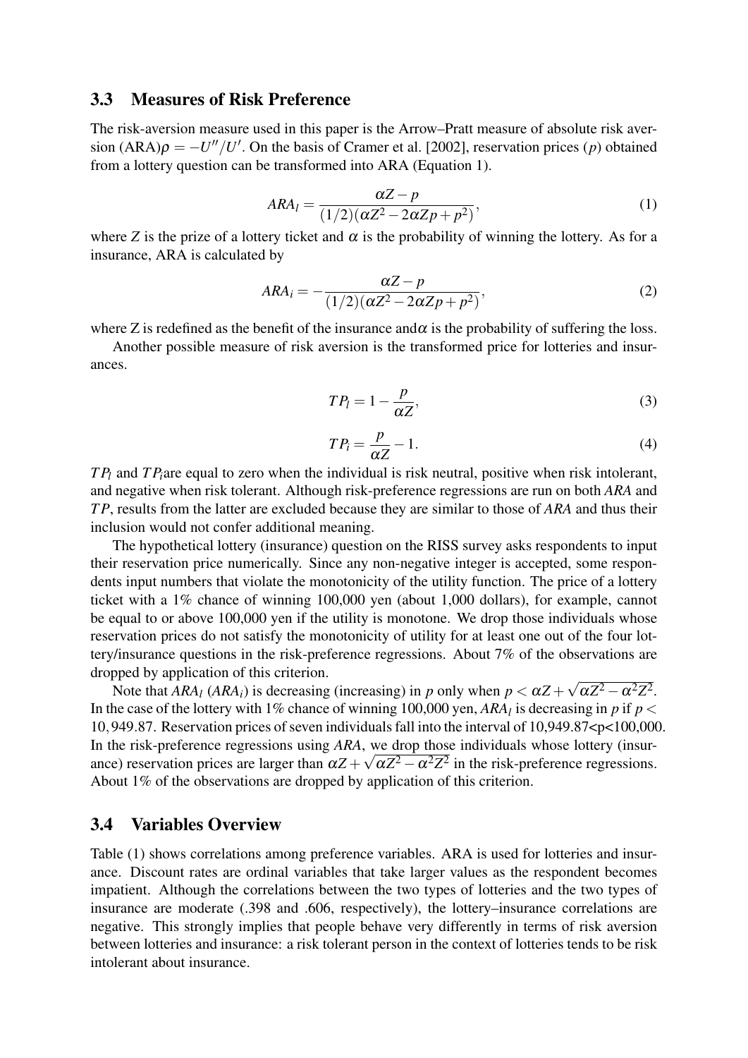### 3.3 Measures of Risk Preference

The risk-aversion measure used in this paper is the Arrow–Pratt measure of absolute risk aversion (ARA)$\rho = -U''/U'$. On the basis of Cramer et al. [2002], reservation prices ($p$) obtained from a lottery question can be transformed into ARA (Equation 1).

$$ARA_l = \frac{\alpha Z - p}{(1/2)(\alpha Z^2 - 2\alpha Z p + p^2)}, \tag{1}$$

where $Z$ is the prize of a lottery ticket and $\alpha$ is the probability of winning the lottery. As for a insurance, ARA is calculated by

$$ARA_i = -\frac{\alpha Z - p}{(1/2)(\alpha Z^2 - 2\alpha Z p + p^2)}, \tag{2}$$

where Z is redefined as the benefit of the insurance and$\alpha$ is the probability of suffering the loss.

Another possible measure of risk aversion is the transformed price for lotteries and insurances.

$$TP_l = 1 - \frac{p}{\alpha Z}, \tag{3}$$

$$TP_i = \frac{p}{\alpha Z} - 1. \tag{4}$$

$TP_l$ and $TP_i$are equal to zero when the individual is risk neutral, positive when risk intolerant, and negative when risk tolerant. Although risk-preference regressions are run on both *ARA* and *TP*, results from the latter are excluded because they are similar to those of *ARA* and thus their inclusion would not confer additional meaning.

The hypothetical lottery (insurance) question on the RISS survey asks respondents to input their reservation price numerically. Since any non-negative integer is accepted, some respondents input numbers that violate the monotonicity of the utility function. The price of a lottery ticket with a 1% chance of winning 100,000 yen (about 1,000 dollars), for example, cannot be equal to or above 100,000 yen if the utility is monotone. We drop those individuals whose reservation prices do not satisfy the monotonicity of utility for at least one out of the four lottery/insurance questions in the risk-preference regressions. About 7% of the observations are dropped by application of this criterion.

Note that $ARA_l$ ($ARA_i$) is decreasing (increasing) in $p$ only when $p < \alpha Z + \sqrt{\alpha Z^2 - \alpha^2 Z^2}$. In the case of the lottery with 1% chance of winning 100,000 yen, $ARA_l$ is decreasing in $p$ if $p < 10,949.87$. Reservation prices of seven individuals fall into the interval of 10,949.87<p<100,000. In the risk-preference regressions using *ARA*, we drop those individuals whose lottery (insurance) reservation prices are larger than $\alpha Z + \sqrt{\alpha Z^2 - \alpha^2 Z^2}$ in the risk-preference regressions. About 1% of the observations are dropped by application of this criterion.

### 3.4 Variables Overview

Table (1) shows correlations among preference variables. ARA is used for lotteries and insurance. Discount rates are ordinal variables that take larger values as the respondent becomes impatient. Although the correlations between the two types of lotteries and the two types of insurance are moderate (.398 and .606, respectively), the lottery–insurance correlations are negative. This strongly implies that people behave very differently in terms of risk aversion between lotteries and insurance: a risk tolerant person in the context of lotteries tends to be risk intolerant about insurance.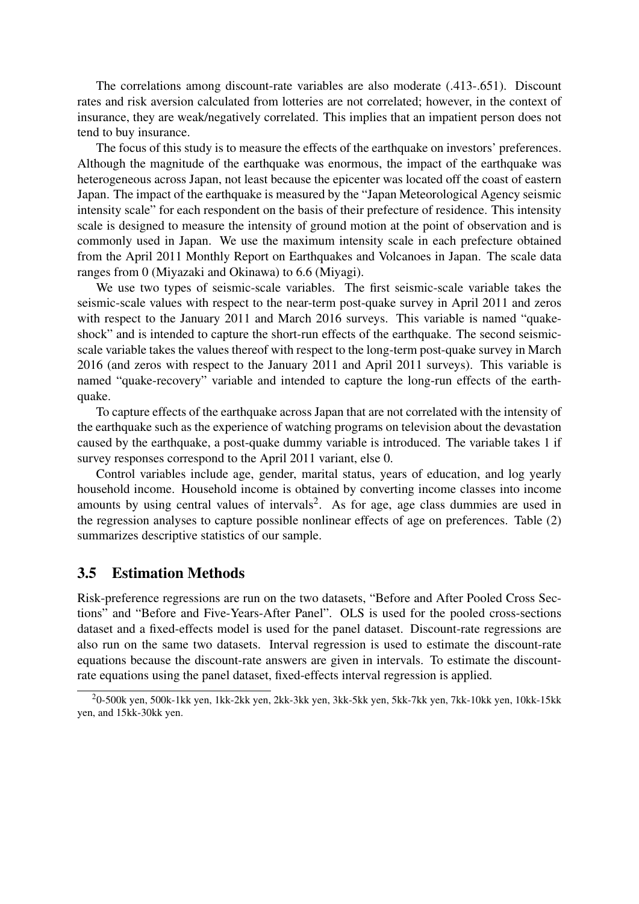The correlations among discount-rate variables are also moderate (.413-.651). Discount rates and risk aversion calculated from lotteries are not correlated; however, in the context of insurance, they are weak/negatively correlated. This implies that an impatient person does not tend to buy insurance.

The focus of this study is to measure the effects of the earthquake on investors' preferences. Although the magnitude of the earthquake was enormous, the impact of the earthquake was heterogeneous across Japan, not least because the epicenter was located off the coast of eastern Japan. The impact of the earthquake is measured by the "Japan Meteorological Agency seismic intensity scale" for each respondent on the basis of their prefecture of residence. This intensity scale is designed to measure the intensity of ground motion at the point of observation and is commonly used in Japan. We use the maximum intensity scale in each prefecture obtained from the April 2011 Monthly Report on Earthquakes and Volcanoes in Japan. The scale data ranges from 0 (Miyazaki and Okinawa) to 6.6 (Miyagi).

We use two types of seismic-scale variables. The first seismic-scale variable takes the seismic-scale values with respect to the near-term post-quake survey in April 2011 and zeros with respect to the January 2011 and March 2016 surveys. This variable is named "quake-shock" and is intended to capture the short-run effects of the earthquake. The second seismic-scale variable takes the values thereof with respect to the long-term post-quake survey in March 2016 (and zeros with respect to the January 2011 and April 2011 surveys). This variable is named "quake-recovery" variable and intended to capture the long-run effects of the earthquake.

To capture effects of the earthquake across Japan that are not correlated with the intensity of the earthquake such as the experience of watching programs on television about the devastation caused by the earthquake, a post-quake dummy variable is introduced. The variable takes 1 if survey responses correspond to the April 2011 variant, else 0.

Control variables include age, gender, marital status, years of education, and log yearly household income. Household income is obtained by converting income classes into income amounts by using central values of intervals[2]. As for age, age class dummies are used in the regression analyses to capture possible nonlinear effects of age on preferences. Table (2) summarizes descriptive statistics of our sample.

### 3.5 Estimation Methods

Risk-preference regressions are run on the two datasets, "Before and After Pooled Cross Sections" and "Before and Five-Years-After Panel". OLS is used for the pooled cross-sections dataset and a fixed-effects model is used for the panel dataset. Discount-rate regressions are also run on the same two datasets. Interval regression is used to estimate the discount-rate equations because the discount-rate answers are given in intervals. To estimate the discount-rate equations using the panel dataset, fixed-effects interval regression is applied.

[2] 0-500k yen, 500k-1kk yen, 1kk-2kk yen, 2kk-3kk yen, 3kk-5kk yen, 5kk-7kk yen, 7kk-10kk yen, 10kk-15kk yen, and 15kk-30kk yen.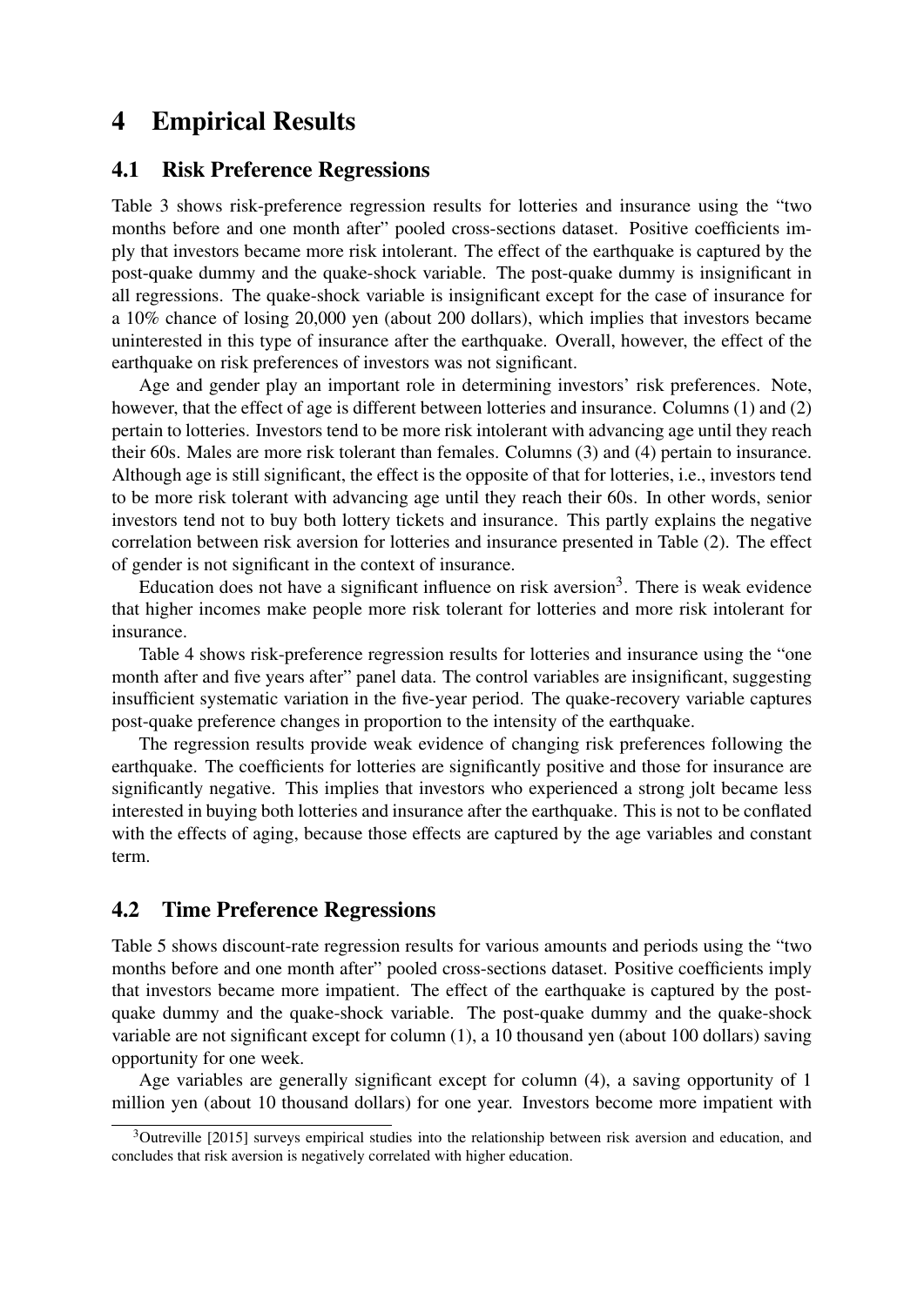# 4 Empirical Results

## 4.1 Risk Preference Regressions

Table 3 shows risk-preference regression results for lotteries and insurance using the "two months before and one month after" pooled cross-sections dataset. Positive coefficients imply that investors became more risk intolerant. The effect of the earthquake is captured by the post-quake dummy and the quake-shock variable. The post-quake dummy is insignificant in all regressions. The quake-shock variable is insignificant except for the case of insurance for a 10% chance of losing 20,000 yen (about 200 dollars), which implies that investors became uninterested in this type of insurance after the earthquake. Overall, however, the effect of the earthquake on risk preferences of investors was not significant.

Age and gender play an important role in determining investors' risk preferences. Note, however, that the effect of age is different between lotteries and insurance. Columns (1) and (2) pertain to lotteries. Investors tend to be more risk intolerant with advancing age until they reach their 60s. Males are more risk tolerant than females. Columns (3) and (4) pertain to insurance. Although age is still significant, the effect is the opposite of that for lotteries, i.e., investors tend to be more risk tolerant with advancing age until they reach their 60s. In other words, senior investors tend not to buy both lottery tickets and insurance. This partly explains the negative correlation between risk aversion for lotteries and insurance presented in Table (2). The effect of gender is not significant in the context of insurance.

Education does not have a significant influence on risk aversion[3]. There is weak evidence that higher incomes make people more risk tolerant for lotteries and more risk intolerant for insurance.

Table 4 shows risk-preference regression results for lotteries and insurance using the "one month after and five years after" panel data. The control variables are insignificant, suggesting insufficient systematic variation in the five-year period. The quake-recovery variable captures post-quake preference changes in proportion to the intensity of the earthquake.

The regression results provide weak evidence of changing risk preferences following the earthquake. The coefficients for lotteries are significantly positive and those for insurance are significantly negative. This implies that investors who experienced a strong jolt became less interested in buying both lotteries and insurance after the earthquake. This is not to be conflated with the effects of aging, because those effects are captured by the age variables and constant term.

## 4.2 Time Preference Regressions

Table 5 shows discount-rate regression results for various amounts and periods using the "two months before and one month after" pooled cross-sections dataset. Positive coefficients imply that investors became more impatient. The effect of the earthquake is captured by the post-quake dummy and the quake-shock variable. The post-quake dummy and the quake-shock variable are not significant except for column (1), a 10 thousand yen (about 100 dollars) saving opportunity for one week.

Age variables are generally significant except for column (4), a saving opportunity of 1 million yen (about 10 thousand dollars) for one year. Investors become more impatient with

[3] Outreville [2015] surveys empirical studies into the relationship between risk aversion and education, and concludes that risk aversion is negatively correlated with higher education.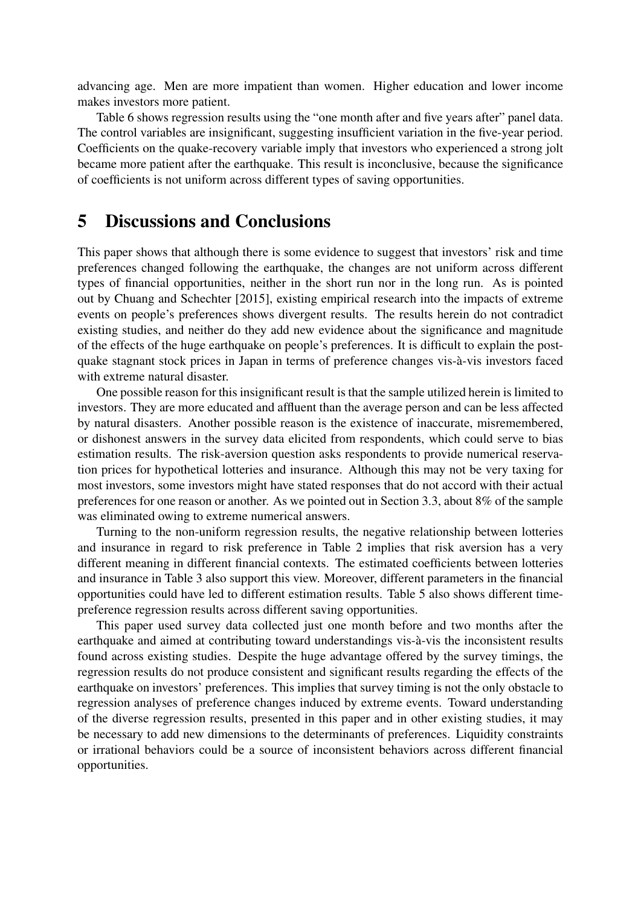advancing age. Men are more impatient than women. Higher education and lower income makes investors more patient.

Table 6 shows regression results using the "one month after and five years after" panel data. The control variables are insignificant, suggesting insufficient variation in the five-year period. Coefficients on the quake-recovery variable imply that investors who experienced a strong jolt became more patient after the earthquake. This result is inconclusive, because the significance of coefficients is not uniform across different types of saving opportunities.

# 5 Discussions and Conclusions

This paper shows that although there is some evidence to suggest that investors' risk and time preferences changed following the earthquake, the changes are not uniform across different types of financial opportunities, neither in the short run nor in the long run. As is pointed out by Chuang and Schechter [2015], existing empirical research into the impacts of extreme events on people's preferences shows divergent results. The results herein do not contradict existing studies, and neither do they add new evidence about the significance and magnitude of the effects of the huge earthquake on people's preferences. It is difficult to explain the post-quake stagnant stock prices in Japan in terms of preference changes vis-à-vis investors faced with extreme natural disaster.

One possible reason for this insignificant result is that the sample utilized herein is limited to investors. They are more educated and affluent than the average person and can be less affected by natural disasters. Another possible reason is the existence of inaccurate, misremembered, or dishonest answers in the survey data elicited from respondents, which could serve to bias estimation results. The risk-aversion question asks respondents to provide numerical reservation prices for hypothetical lotteries and insurance. Although this may not be very taxing for most investors, some investors might have stated responses that do not accord with their actual preferences for one reason or another. As we pointed out in Section 3.3, about 8% of the sample was eliminated owing to extreme numerical answers.

Turning to the non-uniform regression results, the negative relationship between lotteries and insurance in regard to risk preference in Table 2 implies that risk aversion has a very different meaning in different financial contexts. The estimated coefficients between lotteries and insurance in Table 3 also support this view. Moreover, different parameters in the financial opportunities could have led to different estimation results. Table 5 also shows different time-preference regression results across different saving opportunities.

This paper used survey data collected just one month before and two months after the earthquake and aimed at contributing toward understandings vis-à-vis the inconsistent results found across existing studies. Despite the huge advantage offered by the survey timings, the regression results do not produce consistent and significant results regarding the effects of the earthquake on investors' preferences. This implies that survey timing is not the only obstacle to regression analyses of preference changes induced by extreme events. Toward understanding of the diverse regression results, presented in this paper and in other existing studies, it may be necessary to add new dimensions to the determinants of preferences. Liquidity constraints or irrational behaviors could be a source of inconsistent behaviors across different financial opportunities.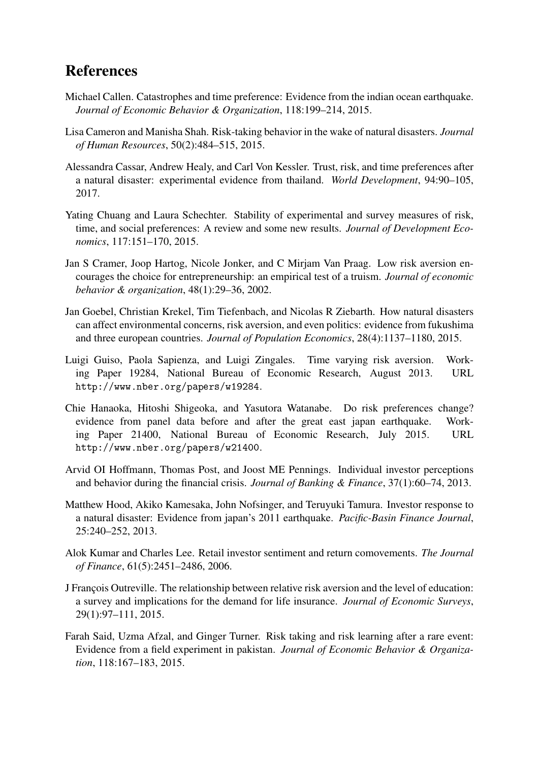## References

Michael Callen. Catastrophes and time preference: Evidence from the indian ocean earthquake. *Journal of Economic Behavior & Organization*, 118:199–214, 2015.

Lisa Cameron and Manisha Shah. Risk-taking behavior in the wake of natural disasters. *Journal of Human Resources*, 50(2):484–515, 2015.

Alessandra Cassar, Andrew Healy, and Carl Von Kessler. Trust, risk, and time preferences after a natural disaster: experimental evidence from thailand. *World Development*, 94:90–105, 2017.

Yating Chuang and Laura Schechter. Stability of experimental and survey measures of risk, time, and social preferences: A review and some new results. *Journal of Development Economics*, 117:151–170, 2015.

Jan S Cramer, Joop Hartog, Nicole Jonker, and C Mirjam Van Praag. Low risk aversion encourages the choice for entrepreneurship: an empirical test of a truism. *Journal of economic behavior & organization*, 48(1):29–36, 2002.

Jan Goebel, Christian Krekel, Tim Tiefenbach, and Nicolas R Ziebarth. How natural disasters can affect environmental concerns, risk aversion, and even politics: evidence from fukushima and three european countries. *Journal of Population Economics*, 28(4):1137–1180, 2015.

Luigi Guiso, Paola Sapienza, and Luigi Zingales. Time varying risk aversion. Working Paper 19284, National Bureau of Economic Research, August 2013. URL http://www.nber.org/papers/w19284.

Chie Hanaoka, Hitoshi Shigeoka, and Yasutora Watanabe. Do risk preferences change? evidence from panel data before and after the great east japan earthquake. Working Paper 21400, National Bureau of Economic Research, July 2015. URL http://www.nber.org/papers/w21400.

Arvid OI Hoffmann, Thomas Post, and Joost ME Pennings. Individual investor perceptions and behavior during the financial crisis. *Journal of Banking & Finance*, 37(1):60–74, 2013.

Matthew Hood, Akiko Kamesaka, John Nofsinger, and Teruyuki Tamura. Investor response to a natural disaster: Evidence from japan's 2011 earthquake. *Pacific-Basin Finance Journal*, 25:240–252, 2013.

Alok Kumar and Charles Lee. Retail investor sentiment and return comovements. *The Journal of Finance*, 61(5):2451–2486, 2006.

J François Outreville. The relationship between relative risk aversion and the level of education: a survey and implications for the demand for life insurance. *Journal of Economic Surveys*, 29(1):97–111, 2015.

Farah Said, Uzma Afzal, and Ginger Turner. Risk taking and risk learning after a rare event: Evidence from a field experiment in pakistan. *Journal of Economic Behavior & Organization*, 118:167–183, 2015.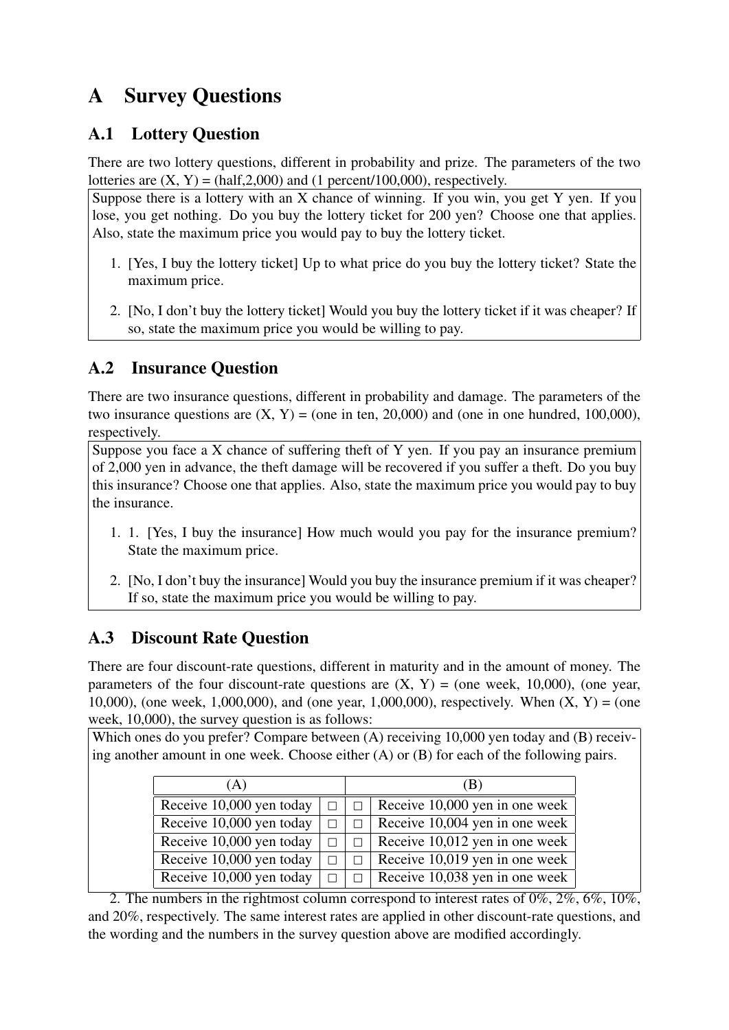# A Survey Questions

## A.1 Lottery Question

There are two lottery questions, different in probability and prize. The parameters of the two lotteries are (X, Y) = (half,2,000) and (1 percent/100,000), respectively.

Suppose there is a lottery with an X chance of winning. If you win, you get Y yen. If you lose, you get nothing. Do you buy the lottery ticket for 200 yen? Choose one that applies. Also, state the maximum price you would pay to buy the lottery ticket.

1. [Yes, I buy the lottery ticket] Up to what price do you buy the lottery ticket? State the maximum price.
2. [No, I don't buy the lottery ticket] Would you buy the lottery ticket if it was cheaper? If so, state the maximum price you would be willing to pay.

## A.2 Insurance Question

There are two insurance questions, different in probability and damage. The parameters of the two insurance questions are (X, Y) = (one in ten, 20,000) and (one in one hundred, 100,000), respectively.

Suppose you face a X chance of suffering theft of Y yen. If you pay an insurance premium of 2,000 yen in advance, the theft damage will be recovered if you suffer a theft. Do you buy this insurance? Choose one that applies. Also, state the maximum price you would pay to buy the insurance.

1. 1. [Yes, I buy the insurance] How much would you pay for the insurance premium? State the maximum price.
2. [No, I don't buy the insurance] Would you buy the insurance premium if it was cheaper? If so, state the maximum price you would be willing to pay.

## A.3 Discount Rate Question

There are four discount-rate questions, different in maturity and in the amount of money. The parameters of the four discount-rate questions are (X, Y) = (one week, 10,000), (one year, 10,000), (one week, 1,000,000), and (one year, 1,000,000), respectively. When (X, Y) = (one week, 10,000), the survey question is as follows:

Which ones do you prefer? Compare between (A) receiving 10,000 yen today and (B) receiving another amount in one week. Choose either (A) or (B) for each of the following pairs.

| (A) | | | (B) |
|---|---|---|---|
| Receive 10,000 yen today | □ | □ | Receive 10,000 yen in one week |
| Receive 10,000 yen today | □ | □ | Receive 10,004 yen in one week |
| Receive 10,000 yen today | □ | □ | Receive 10,012 yen in one week |
| Receive 10,000 yen today | □ | □ | Receive 10,019 yen in one week |
| Receive 10,000 yen today | □ | □ | Receive 10,038 yen in one week |

2. The numbers in the rightmost column correspond to interest rates of 0%, 2%, 6%, 10%, and 20%, respectively. The same interest rates are applied in other discount-rate questions, and the wording and the numbers in the survey question above are modified accordingly.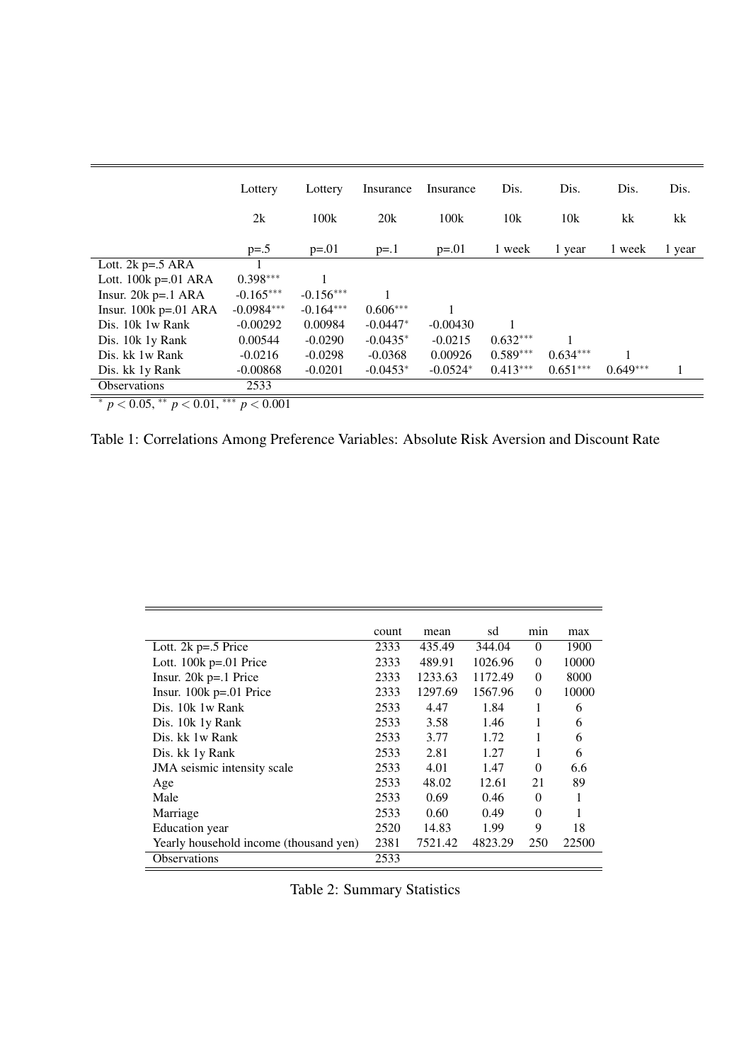|  | Lottery 2k p=.5 | Lottery 100k p=.01 | Insurance 20k p=.1 | Insurance 100k p=.01 | Dis. 10k 1 week | Dis. 10k 1 year | Dis. kk 1 week | Dis. kk 1 year |
|---|---|---|---|---|---|---|---|---|
| Lott. 2k p=.5 ARA | 1 |  |  |  |  |  |  |  |
| Lott. 100k p=.01 ARA | 0.398*** | 1 |  |  |  |  |  |  |
| Insur. 20k p=.1 ARA | -0.165*** | -0.156*** | 1 |  |  |  |  |  |
| Insur. 100k p=.01 ARA | -0.0984*** | -0.164*** | 0.606*** | 1 |  |  |  |  |
| Dis. 10k 1w Rank | -0.00292 | 0.00984 | -0.0447* | -0.00430 | 1 |  |  |  |
| Dis. 10k 1y Rank | 0.00544 | -0.0290 | -0.0435* | -0.0215 | 0.632*** | 1 |  |  |
| Dis. kk 1w Rank | -0.0216 | -0.0298 | -0.0368 | 0.00926 | 0.589*** | 0.634*** | 1 |  |
| Dis. kk 1y Rank | -0.00868 | -0.0201 | -0.0453* | -0.0524* | 0.413*** | 0.651*** | 0.649*** | 1 |
| Observations | 2533 |  |  |  |  |  |  |  |

* $p < 0.05$, ** $p < 0.01$, *** $p < 0.001$

Table 1: Correlations Among Preference Variables: Absolute Risk Aversion and Discount Rate

|  | count | mean | sd | min | max |
|---|---|---|---|---|---|
| Lott. 2k p=.5 Price | 2333 | 435.49 | 344.04 | 0 | 1900 |
| Lott. 100k p=.01 Price | 2333 | 489.91 | 1026.96 | 0 | 10000 |
| Insur. 20k p=.1 Price | 2333 | 1233.63 | 1172.49 | 0 | 8000 |
| Insur. 100k p=.01 Price | 2333 | 1297.69 | 1567.96 | 0 | 10000 |
| Dis. 10k 1w Rank | 2533 | 4.47 | 1.84 | 1 | 6 |
| Dis. 10k 1y Rank | 2533 | 3.58 | 1.46 | 1 | 6 |
| Dis. kk 1w Rank | 2533 | 3.77 | 1.72 | 1 | 6 |
| Dis. kk 1y Rank | 2533 | 2.81 | 1.27 | 1 | 6 |
| JMA seismic intensity scale | 2533 | 4.01 | 1.47 | 0 | 6.6 |
| Age | 2533 | 48.02 | 12.61 | 21 | 89 |
| Male | 2533 | 0.69 | 0.46 | 0 | 1 |
| Marriage | 2533 | 0.60 | 0.49 | 0 | 1 |
| Education year | 2520 | 14.83 | 1.99 | 9 | 18 |
| Yearly household income (thousand yen) | 2381 | 7521.42 | 4823.29 | 250 | 22500 |
| Observations | 2533 |  |  |  |  |

Table 2: Summary Statistics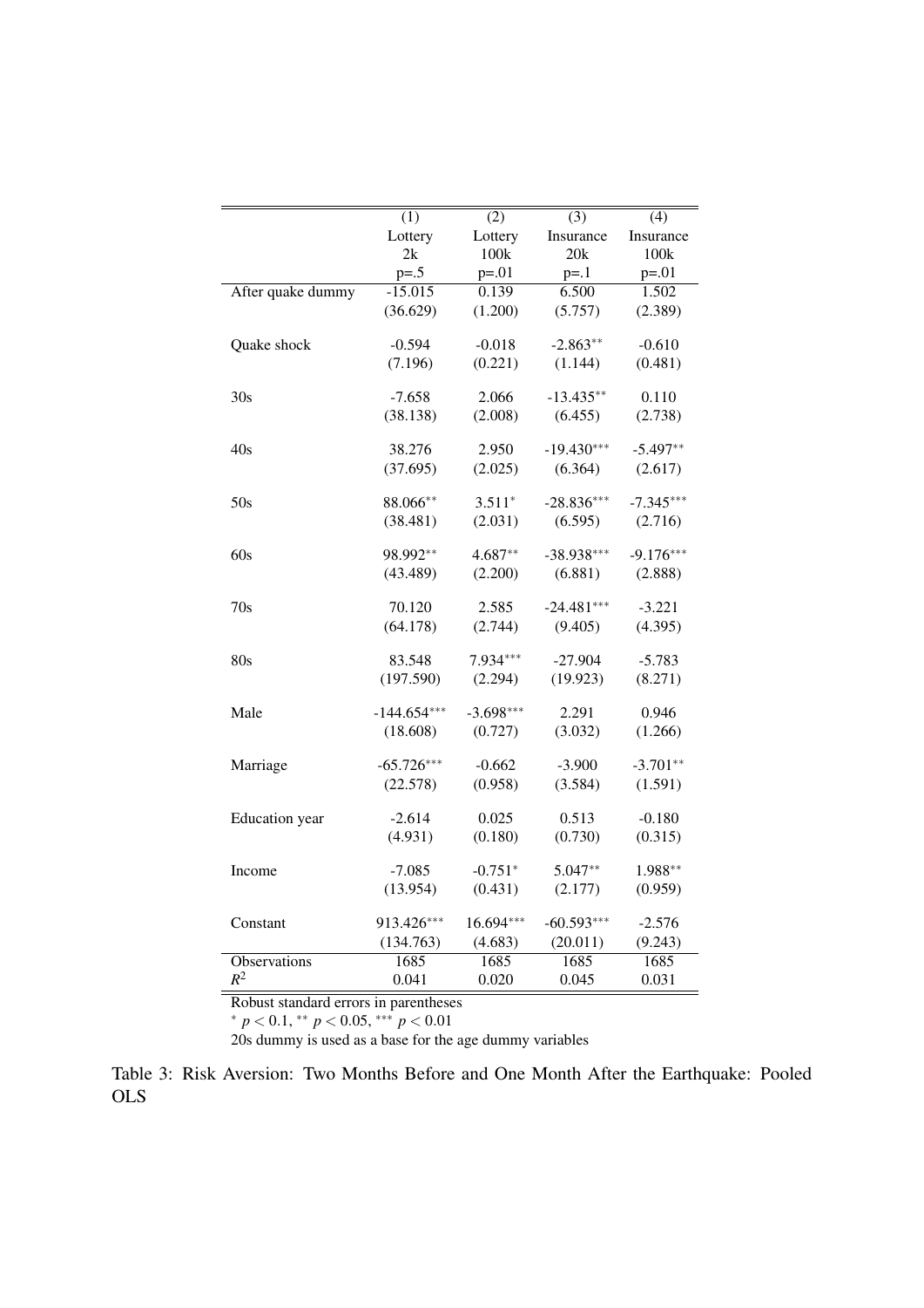| | (1) | (2) | (3) | (4) |
|---|---|---|---|---|
| | Lottery | Lottery | Insurance | Insurance |
| | 2k | 100k | 20k | 100k |
| | p=.5 | p=.01 | p=.1 | p=.01 |
| After quake dummy | -15.015 | 0.139 | 6.500 | 1.502 |
| | (36.629) | (1.200) | (5.757) | (2.389) |
| Quake shock | -0.594 | -0.018 | -2.863$^{**}$ | -0.610 |
| | (7.196) | (0.221) | (1.144) | (0.481) |
| 30s | -7.658 | 2.066 | -13.435$^{**}$ | 0.110 |
| | (38.138) | (2.008) | (6.455) | (2.738) |
| 40s | 38.276 | 2.950 | -19.430$^{***}$ | -5.497$^{**}$ |
| | (37.695) | (2.025) | (6.364) | (2.617) |
| 50s | 88.066$^{**}$ | 3.511$^{*}$ | -28.836$^{***}$ | -7.345$^{***}$ |
| | (38.481) | (2.031) | (6.595) | (2.716) |
| 60s | 98.992$^{**}$ | 4.687$^{**}$ | -38.938$^{***}$ | -9.176$^{***}$ |
| | (43.489) | (2.200) | (6.881) | (2.888) |
| 70s | 70.120 | 2.585 | -24.481$^{***}$ | -3.221 |
| | (64.178) | (2.744) | (9.405) | (4.395) |
| 80s | 83.548 | 7.934$^{***}$ | -27.904 | -5.783 |
| | (197.590) | (2.294) | (19.923) | (8.271) |
| Male | -144.654$^{***}$ | -3.698$^{***}$ | 2.291 | 0.946 |
| | (18.608) | (0.727) | (3.032) | (1.266) |
| Marriage | -65.726$^{***}$ | -0.662 | -3.900 | -3.701$^{**}$ |
| | (22.578) | (0.958) | (3.584) | (1.591) |
| Education year | -2.614 | 0.025 | 0.513 | -0.180 |
| | (4.931) | (0.180) | (0.730) | (0.315) |
| Income | -7.085 | -0.751$^{*}$ | 5.047$^{**}$ | 1.988$^{**}$ |
| | (13.954) | (0.431) | (2.177) | (0.959) |
| Constant | 913.426$^{***}$ | 16.694$^{***}$ | -60.593$^{***}$ | -2.576 |
| | (134.763) | (4.683) | (20.011) | (9.243) |
| Observations | 1685 | 1685 | 1685 | 1685 |
| $R^2$ | 0.041 | 0.020 | 0.045 | 0.031 |

Robust standard errors in parentheses

$^{*}$ $p < 0.1$, $^{**}$ $p < 0.05$, $^{***}$ $p < 0.01$

20s dummy is used as a base for the age dummy variables

Table 3: Risk Aversion: Two Months Before and One Month After the Earthquake: Pooled OLS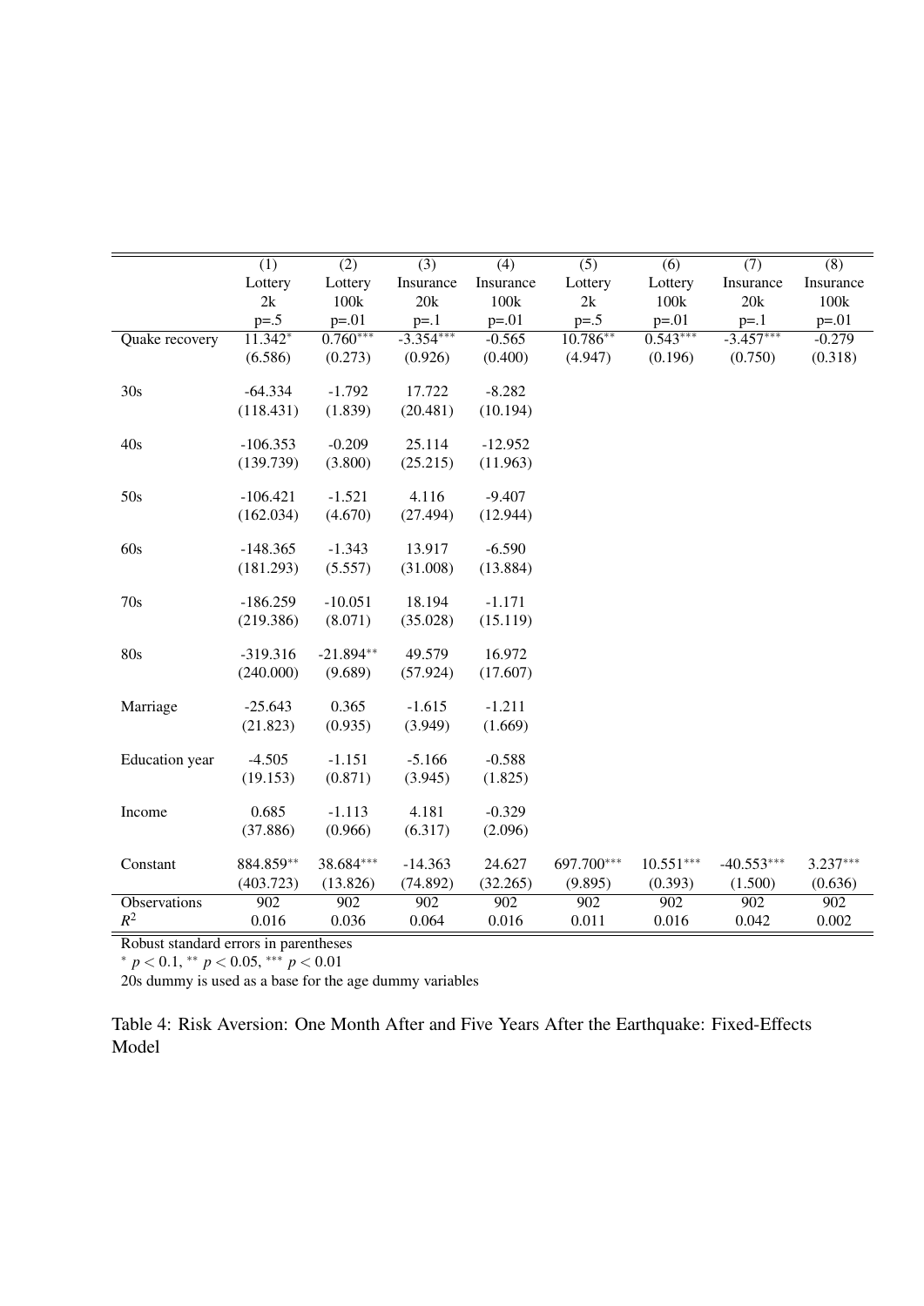|  | (1) | (2) | (3) | (4) | (5) | (6) | (7) | (8) |
|---|---|---|---|---|---|---|---|---|
|  | Lottery | Lottery | Insurance | Insurance | Lottery | Lottery | Insurance | Insurance |
|  | 2k | 100k | 20k | 100k | 2k | 100k | 20k | 100k |
|  | p=.5 | p=.01 | p=.1 | p=.01 | p=.5 | p=.01 | p=.1 | p=.01 |
| Quake recovery | 11.342* | 0.760*** | -3.354*** | -0.565 | 10.786** | 0.543*** | -3.457*** | -0.279 |
|  | (6.586) | (0.273) | (0.926) | (0.400) | (4.947) | (0.196) | (0.750) | (0.318) |
| 30s | -64.334 | -1.792 | 17.722 | -8.282 |  |  |  |  |
|  | (118.431) | (1.839) | (20.481) | (10.194) |  |  |  |  |
| 40s | -106.353 | -0.209 | 25.114 | -12.952 |  |  |  |  |
|  | (139.739) | (3.800) | (25.215) | (11.963) |  |  |  |  |
| 50s | -106.421 | -1.521 | 4.116 | -9.407 |  |  |  |  |
|  | (162.034) | (4.670) | (27.494) | (12.944) |  |  |  |  |
| 60s | -148.365 | -1.343 | 13.917 | -6.590 |  |  |  |  |
|  | (181.293) | (5.557) | (31.008) | (13.884) |  |  |  |  |
| 70s | -186.259 | -10.051 | 18.194 | -1.171 |  |  |  |  |
|  | (219.386) | (8.071) | (35.028) | (15.119) |  |  |  |  |
| 80s | -319.316 | -21.894** | 49.579 | 16.972 |  |  |  |  |
|  | (240.000) | (9.689) | (57.924) | (17.607) |  |  |  |  |
| Marriage | -25.643 | 0.365 | -1.615 | -1.211 |  |  |  |  |
|  | (21.823) | (0.935) | (3.949) | (1.669) |  |  |  |  |
| Education year | -4.505 | -1.151 | -5.166 | -0.588 |  |  |  |  |
|  | (19.153) | (0.871) | (3.945) | (1.825) |  |  |  |  |
| Income | 0.685 | -1.113 | 4.181 | -0.329 |  |  |  |  |
|  | (37.886) | (0.966) | (6.317) | (2.096) |  |  |  |  |
| Constant | 884.859** | 38.684*** | -14.363 | 24.627 | 697.700*** | 10.551*** | -40.553*** | 3.237*** |
|  | (403.723) | (13.826) | (74.892) | (32.265) | (9.895) | (0.393) | (1.500) | (0.636) |
| Observations | 902 | 902 | 902 | 902 | 902 | 902 | 902 | 902 |
| $R^2$ | 0.016 | 0.036 | 0.064 | 0.016 | 0.011 | 0.016 | 0.042 | 0.002 |

Robust standard errors in parentheses

\* $p < 0.1$, ** $p < 0.05$, *** $p < 0.01$

20s dummy is used as a base for the age dummy variables

Table 4: Risk Aversion: One Month After and Five Years After the Earthquake: Fixed-Effects Model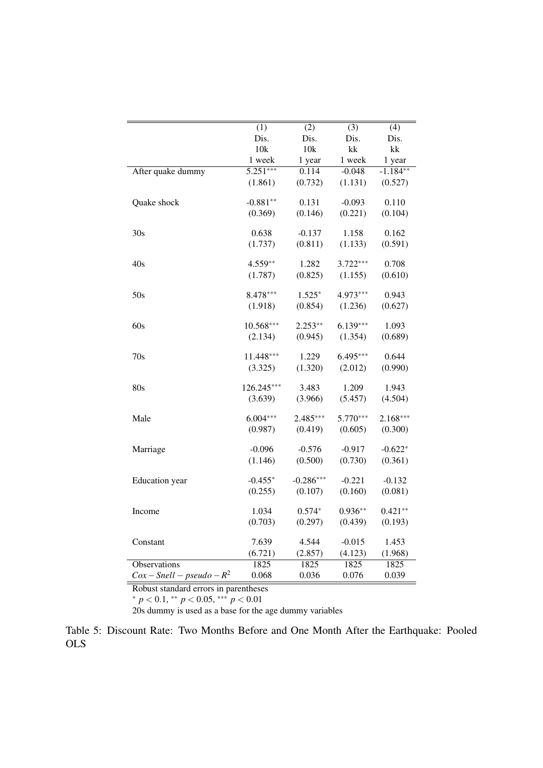| | (1) | (2) | (3) | (4) |
|---|---|---|---|---|
| | Dis. | Dis. | Dis. | Dis. |
| | 10k | 10k | kk | kk |
| | 1 week | 1 year | 1 week | 1 year |
| After quake dummy | 5.251*** | 0.114 | -0.048 | -1.184** |
| | (1.861) | (0.732) | (1.131) | (0.527) |
| Quake shock | -0.881** | 0.131 | -0.093 | 0.110 |
| | (0.369) | (0.146) | (0.221) | (0.104) |
| 30s | 0.638 | -0.137 | 1.158 | 0.162 |
| | (1.737) | (0.811) | (1.133) | (0.591) |
| 40s | 4.559** | 1.282 | 3.722*** | 0.708 |
| | (1.787) | (0.825) | (1.155) | (0.610) |
| 50s | 8.478*** | 1.525* | 4.973*** | 0.943 |
| | (1.918) | (0.854) | (1.236) | (0.627) |
| 60s | 10.568*** | 2.253** | 6.139*** | 1.093 |
| | (2.134) | (0.945) | (1.354) | (0.689) |
| 70s | 11.448*** | 1.229 | 6.495*** | 0.644 |
| | (3.325) | (1.320) | (2.012) | (0.990) |
| 80s | 126.245*** | 3.483 | 1.209 | 1.943 |
| | (3.639) | (3.966) | (5.457) | (4.504) |
| Male | 6.004*** | 2.485*** | 5.770*** | 2.168*** |
| | (0.987) | (0.419) | (0.605) | (0.300) |
| Marriage | -0.096 | -0.576 | -0.917 | -0.622* |
| | (1.146) | (0.500) | (0.730) | (0.361) |
| Education year | -0.455* | -0.286*** | -0.221 | -0.132 |
| | (0.255) | (0.107) | (0.160) | (0.081) |
| Income | 1.034 | 0.574* | 0.936** | 0.421** |
| | (0.703) | (0.297) | (0.439) | (0.193) |
| Constant | 7.639 | 4.544 | -0.015 | 1.453 |
| | (6.721) | (2.857) | (4.123) | (1.968) |
| Observations | 1825 | 1825 | 1825 | 1825 |
| $Cox-Snell-pseudo-R^2$ | 0.068 | 0.036 | 0.076 | 0.039 |

Robust standard errors in parentheses

* $p < 0.1$, ** $p < 0.05$, *** $p < 0.01$

20s dummy is used as a base for the age dummy variables

Table 5: Discount Rate: Two Months Before and One Month After the Earthquake: Pooled OLS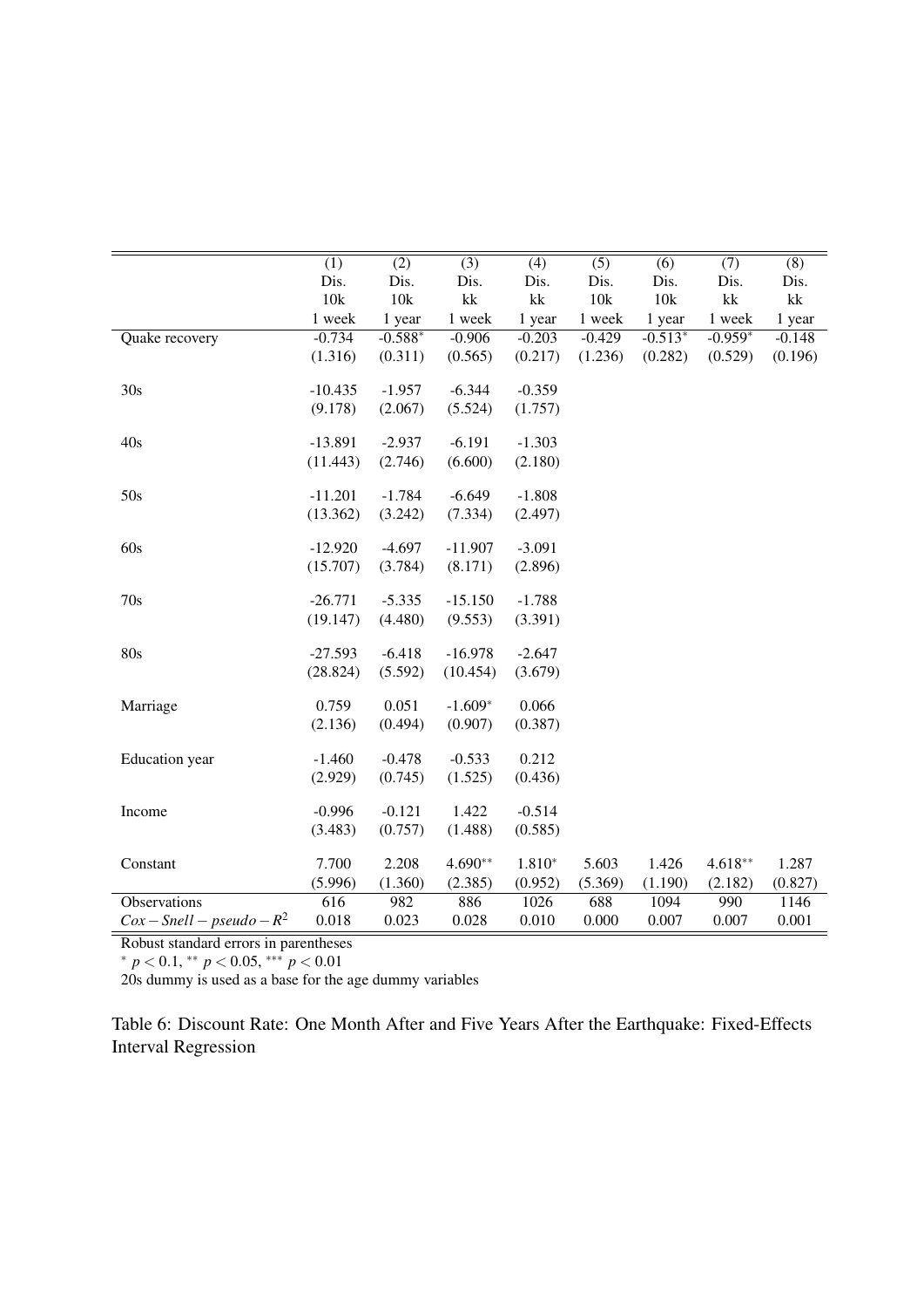| | (1) | (2) | (3) | (4) | (5) | (6) | (7) | (8) |
|---|---|---|---|---|---|---|---|---|
| | Dis. | Dis. | Dis. | Dis. | Dis. | Dis. | Dis. | Dis. |
| | 10k | 10k | kk | kk | 10k | 10k | kk | kk |
| | 1 week | 1 year | 1 week | 1 year | 1 week | 1 year | 1 week | 1 year |
| Quake recovery | -0.734 | -0.588$^{*}$ | -0.906 | -0.203 | -0.429 | -0.513$^{*}$ | -0.959$^{*}$ | -0.148 |
| | (1.316) | (0.311) | (0.565) | (0.217) | (1.236) | (0.282) | (0.529) | (0.196) |
| 30s | -10.435 | -1.957 | -6.344 | -0.359 | | | | |
| | (9.178) | (2.067) | (5.524) | (1.757) | | | | |
| 40s | -13.891 | -2.937 | -6.191 | -1.303 | | | | |
| | (11.443) | (2.746) | (6.600) | (2.180) | | | | |
| 50s | -11.201 | -1.784 | -6.649 | -1.808 | | | | |
| | (13.362) | (3.242) | (7.334) | (2.497) | | | | |
| 60s | -12.920 | -4.697 | -11.907 | -3.091 | | | | |
| | (15.707) | (3.784) | (8.171) | (2.896) | | | | |
| 70s | -26.771 | -5.335 | -15.150 | -1.788 | | | | |
| | (19.147) | (4.480) | (9.553) | (3.391) | | | | |
| 80s | -27.593 | -6.418 | -16.978 | -2.647 | | | | |
| | (28.824) | (5.592) | (10.454) | (3.679) | | | | |
| Marriage | 0.759 | 0.051 | -1.609$^{*}$ | 0.066 | | | | |
| | (2.136) | (0.494) | (0.907) | (0.387) | | | | |
| Education year | -1.460 | -0.478 | -0.533 | 0.212 | | | | |
| | (2.929) | (0.745) | (1.525) | (0.436) | | | | |
| Income | -0.996 | -0.121 | 1.422 | -0.514 | | | | |
| | (3.483) | (0.757) | (1.488) | (0.585) | | | | |
| Constant | 7.700 | 2.208 | 4.690$^{**}$ | 1.810$^{*}$ | 5.603 | 1.426 | 4.618$^{**}$ | 1.287 |
| | (5.996) | (1.360) | (2.385) | (0.952) | (5.369) | (1.190) | (2.182) | (0.827) |
| Observations | 616 | 982 | 886 | 1026 | 688 | 1094 | 990 | 1146 |
| $Cox-Snell-pseudo-R^2$ | 0.018 | 0.023 | 0.028 | 0.010 | 0.000 | 0.007 | 0.007 | 0.001 |

Robust standard errors in parentheses

$^{*}$ $p < 0.1$, $^{**}$ $p < 0.05$, $^{***}$ $p < 0.01$

20s dummy is used as a base for the age dummy variables

Table 6: Discount Rate: One Month After and Five Years After the Earthquake: Fixed-Effects Interval Regression